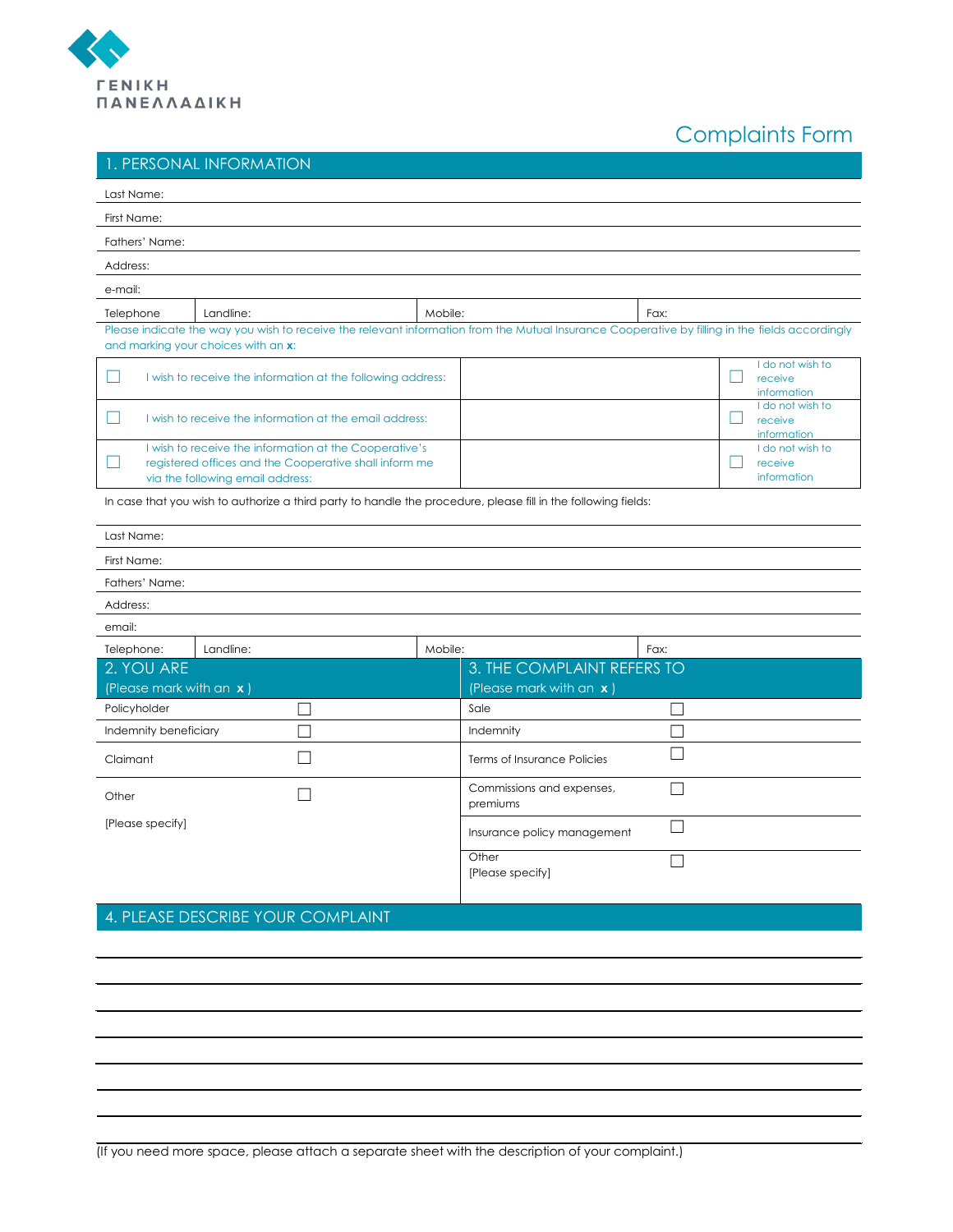ΓΕΝΙΚΗ
ΠΑΝΕΛΛΑΔΙΚΗ

# Complaints Form

## 1. PERSONAL INFORMATION

Last Name:

First Name:

Fathers' Name:

Address:

e-mail:

| Telephone | Landline: | Mobile: | Fax: |
|---|---|---|---|

Please indicate the way you wish to receive the relevant information from the Mutual Insurance Cooperative by filling in the fields accordingly and marking your choices with an **x**:

| | | | | |
|---|---|---|---|---|
| ☐ | I wish to receive the information at the following address: | | ☐ | I do not wish to receive information |
| ☐ | I wish to receive the information at the email address: | | ☐ | I do not wish to receive information |
| ☐ | I wish to receive the information at the Cooperative's registered offices and the Cooperative shall inform me via the following email address: | | ☐ | I do not wish to receive information |

In case that you wish to authorize a third party to handle the procedure, please fill in the following fields:

Last Name:

First Name:

Fathers' Name:

Address:

email:

| Telephone: | Landline: | Mobile: | Fax: |
|---|---|---|---|

| 2. YOU ARE (Please mark with an **x**) | | 3. THE COMPLAINT REFERS TO (Please mark with an **x**) | |
|---|---|---|---|
| Policyholder | ☐ | Sale | ☐ |
| Indemnity beneficiary | ☐ | Indemnity | ☐ |
| Claimant | ☐ | Terms of Insurance Policies | ☐ |
| Other [Please specify] | ☐ | Commissions and expenses, premiums | ☐ |
| | | Insurance policy management | ☐ |
| | | Other [Please specify] | ☐ |

## 4. PLEASE DESCRIBE YOUR COMPLAINT

(If you need more space, please attach a separate sheet with the description of your complaint.)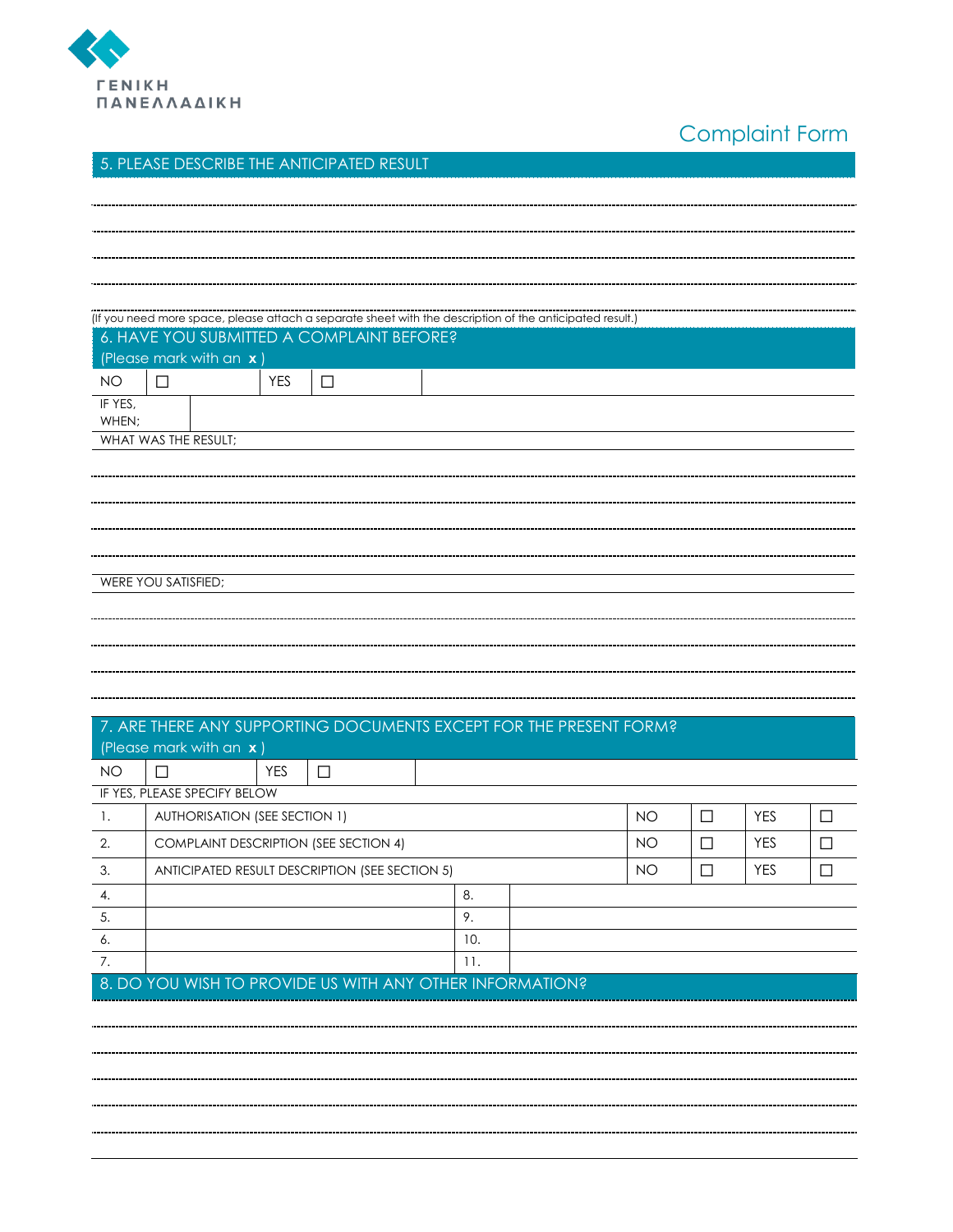ΓΕΝΙΚΗ
ΠΑΝΕΛΛΑΔΙΚΗ

Complaint Form

## 5. PLEASE DESCRIBE THE ANTICIPATED RESULT

(If you need more space, please attach a separate sheet with the description of the anticipated result.)

## 6. HAVE YOU SUBMITTED A COMPLAINT BEFORE?

(Please mark with an **x** )

| NO | ☐ | YES | ☐ |
|---|---|---|---|

IF YES, WHEN;

WHAT WAS THE RESULT;

WERE YOU SATISFIED;

## 7. ARE THERE ANY SUPPORTING DOCUMENTS EXCEPT FOR THE PRESENT FORM?

(Please mark with an **x** )

| NO | ☐ | YES | ☐ |
|---|---|---|---|

IF YES, PLEASE SPECIFY BELOW

| | | NO | | YES | |
|---|---|---|---|---|---|
| 1. | AUTHORISATION (SEE SECTION 1) | NO | ☐ | YES | ☐ |
| 2. | COMPLAINT DESCRIPTION (SEE SECTION 4) | NO | ☐ | YES | ☐ |
| 3. | ANTICIPATED RESULT DESCRIPTION (SEE SECTION 5) | NO | ☐ | YES | ☐ |

| | | | |
|---|---|---|---|
| 4. | | 8. | |
| 5. | | 9. | |
| 6. | | 10. | |
| 7. | | 11. | |

## 8. DO YOU WISH TO PROVIDE US WITH ANY OTHER INFORMATION?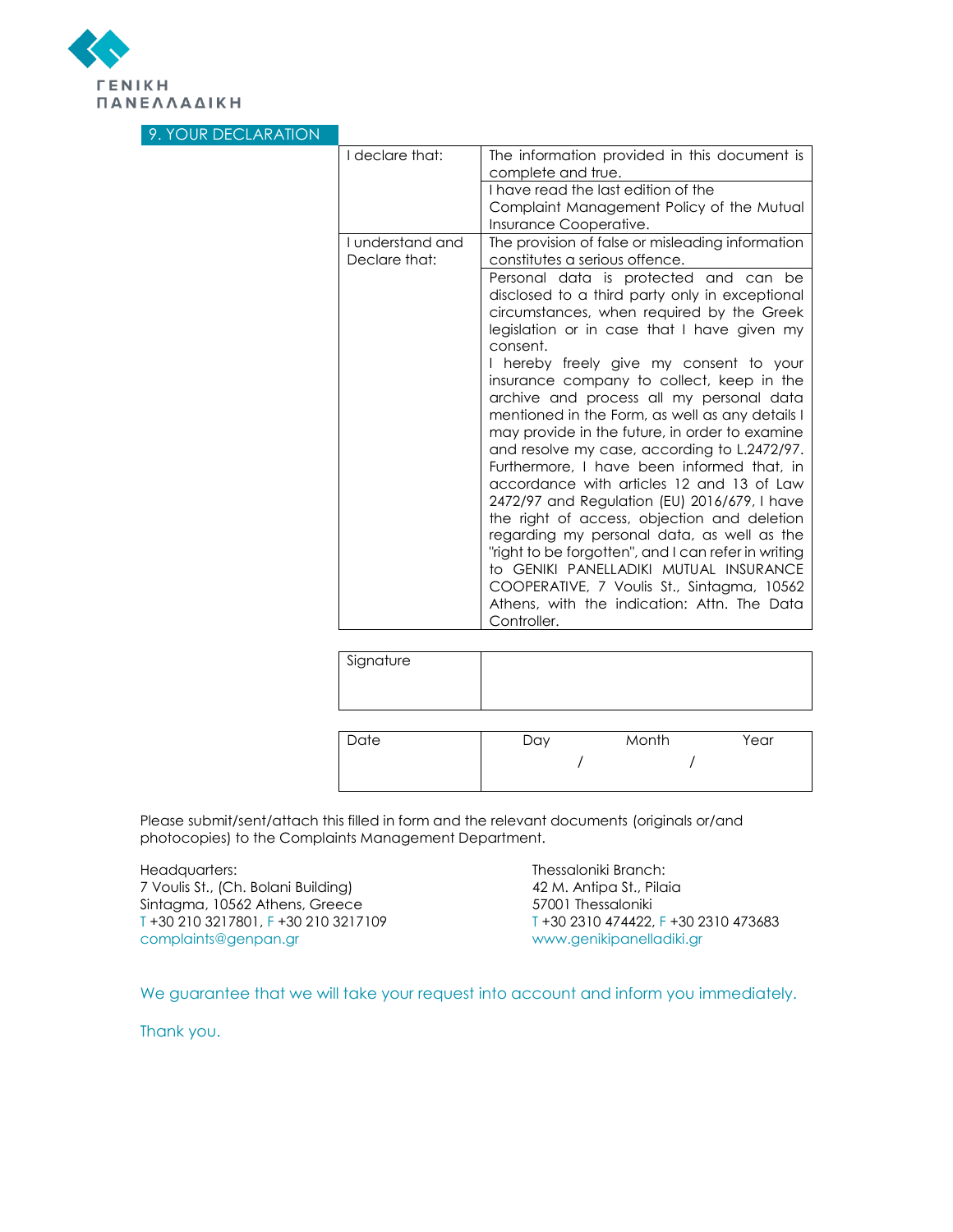ΓΕΝΙΚΗ ΠΑΝΕΛΛΑΔΙΚΗ

## 9. YOUR DECLARATION

| | |
|---|---|
| I declare that: | The information provided in this document is complete and true. |
| | I have read the last edition of the Complaint Management Policy of the Mutual Insurance Cooperative. |
| I understand and Declare that: | The provision of false or misleading information constitutes a serious offence. |
| | Personal data is protected and can be disclosed to a third party only in exceptional circumstances, when required by the Greek legislation or in case that I have given my consent. I hereby freely give my consent to your insurance company to collect, keep in the archive and process all my personal data mentioned in the Form, as well as any details I may provide in the future, in order to examine and resolve my case, according to L.2472/97. Furthermore, I have been informed that, in accordance with articles 12 and 13 of Law 2472/97 and Regulation (EU) 2016/679, I have the right of access, objection and deletion regarding my personal data, as well as the "right to be forgotten", and I can refer in writing to GENIKI PANELLADIKI MUTUAL INSURANCE COOPERATIVE, 7 Voulis St., Sintagma, 10562 Athens, with the indication: Attn. The Data Controller. |

| | |
|---|---|
| Signature | |

| | |
|---|---|
| Date | Day / Month / Year |

Please submit/sent/attach this filled in form and the relevant documents (originals or/and photocopies) to the Complaints Management Department.

Headquarters:
7 Voulis St., (Ch. Bolani Building)
Sintagma, 10562 Athens, Greece
T +30 210 3217801, F +30 210 3217109
complaints@genpan.gr

Thessaloniki Branch:
42 M. Antipa St., Pilaia
57001 Thessaloniki
T +30 2310 474422, F +30 2310 473683
www.genikipanelladiki.gr

We guarantee that we will take your request into account and inform you immediately.

Thank you.